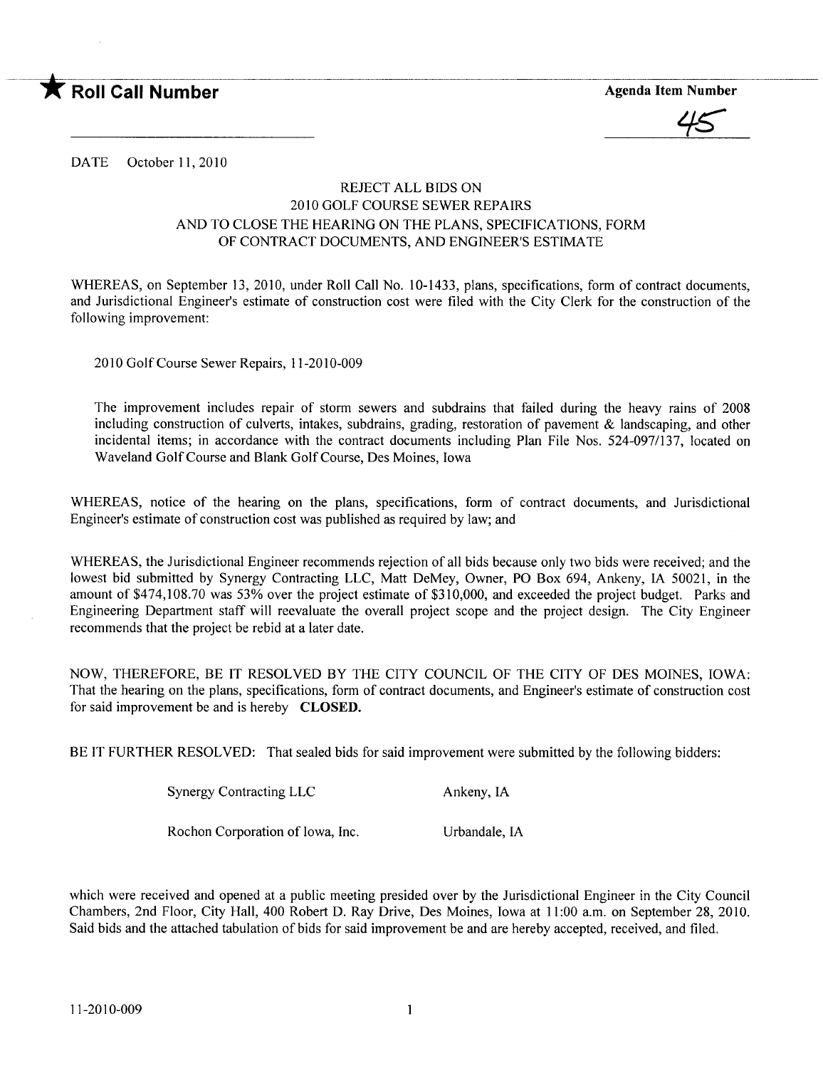★ **Roll Call Number** **Agenda Item Number**

45

DATE October 11, 2010

## REJECT ALL BIDS ON 2010 GOLF COURSE SEWER REPAIRS AND TO CLOSE THE HEARING ON THE PLANS, SPECIFICATIONS, FORM OF CONTRACT DOCUMENTS, AND ENGINEER'S ESTIMATE

WHEREAS, on September 13, 2010, under Roll Call No. 10-1433, plans, specifications, form of contract documents, and Jurisdictional Engineer's estimate of construction cost were filed with the City Clerk for the construction of the following improvement:

2010 Golf Course Sewer Repairs, 11-2010-009

The improvement includes repair of storm sewers and subdrains that failed during the heavy rains of 2008 including construction of culverts, intakes, subdrains, grading, restoration of pavement & landscaping, and other incidental items; in accordance with the contract documents including Plan File Nos. 524-097/137, located on Waveland Golf Course and Blank Golf Course, Des Moines, Iowa

WHEREAS, notice of the hearing on the plans, specifications, form of contract documents, and Jurisdictional Engineer's estimate of construction cost was published as required by law; and

WHEREAS, the Jurisdictional Engineer recommends rejection of all bids because only two bids were received; and the lowest bid submitted by Synergy Contracting LLC, Matt DeMey, Owner, PO Box 694, Ankeny, IA 50021, in the amount of $474,108.70 was 53% over the project estimate of $310,000, and exceeded the project budget. Parks and Engineering Department staff will reevaluate the overall project scope and the project design. The City Engineer recommends that the project be rebid at a later date.

NOW, THEREFORE, BE IT RESOLVED BY THE CITY COUNCIL OF THE CITY OF DES MOINES, IOWA: That the hearing on the plans, specifications, form of contract documents, and Engineer's estimate of construction cost for said improvement be and is hereby **CLOSED.**

BE IT FURTHER RESOLVED: That sealed bids for said improvement were submitted by the following bidders:

| | |
|---|---|
| Synergy Contracting LLC | Ankeny, IA |
| Rochon Corporation of Iowa, Inc. | Urbandale, IA |

which were received and opened at a public meeting presided over by the Jurisdictional Engineer in the City Council Chambers, 2nd Floor, City Hall, 400 Robert D. Ray Drive, Des Moines, Iowa at 11:00 a.m. on September 28, 2010. Said bids and the attached tabulation of bids for said improvement be and are hereby accepted, received, and filed.

11-2010-009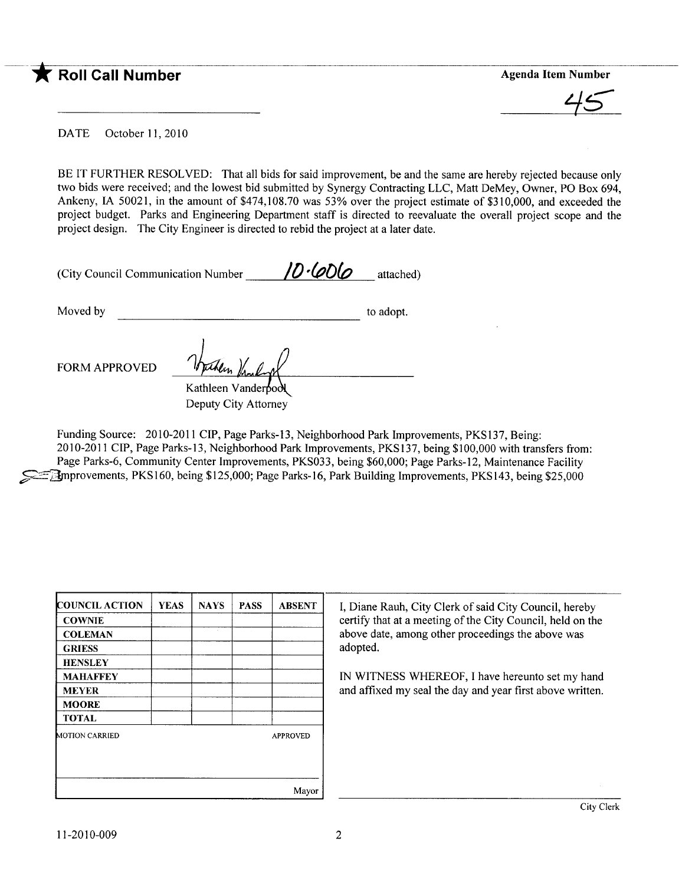**★ Roll Call Number**

**Agenda Item Number**

45

DATE October 11, 2010

BE IT FURTHER RESOLVED: That all bids for said improvement, be and the same are hereby rejected because only two bids were received; and the lowest bid submitted by Synergy Contracting LLC, Matt DeMey, Owner, PO Box 694, Ankeny, IA 50021, in the amount of $474,108.70 was 53% over the project estimate of $310,000, and exceeded the project budget. Parks and Engineering Department staff is directed to reevaluate the overall project scope and the project design. The City Engineer is directed to rebid the project at a later date.

(City Council Communication Number 10-6066 attached)

Moved by ______________________ to adopt.

FORM APPROVED

Kathleen Vanderpool
Deputy City Attorney

Funding Source: 2010-2011 CIP, Page Parks-13, Neighborhood Park Improvements, PKS137, Being: 2010-2011 CIP, Page Parks-13, Neighborhood Park Improvements, PKS137, being $100,000 with transfers from: Page Parks-6, Community Center Improvements, PKS033, being $60,000; Page Parks-12, Maintenance Facility Improvements, PKS160, being $125,000; Page Parks-16, Park Building Improvements, PKS143, being $25,000

| COUNCIL ACTION | YEAS | NAYS | PASS | ABSENT |
|---|---|---|---|---|
| COWNIE | | | | |
| COLEMAN | | | | |
| GRIESS | | | | |
| HENSLEY | | | | |
| MAHAFFEY | | | | |
| MEYER | | | | |
| MOORE | | | | |
| TOTAL | | | | |
| MOTION CARRIED | | | | APPROVED |
| | | | | Mayor |

I, Diane Rauh, City Clerk of said City Council, hereby certify that at a meeting of the City Council, held on the above date, among other proceedings the above was adopted.

IN WITNESS WHEREOF, I have hereunto set my hand and affixed my seal the day and year first above written.

City Clerk

11-2010-009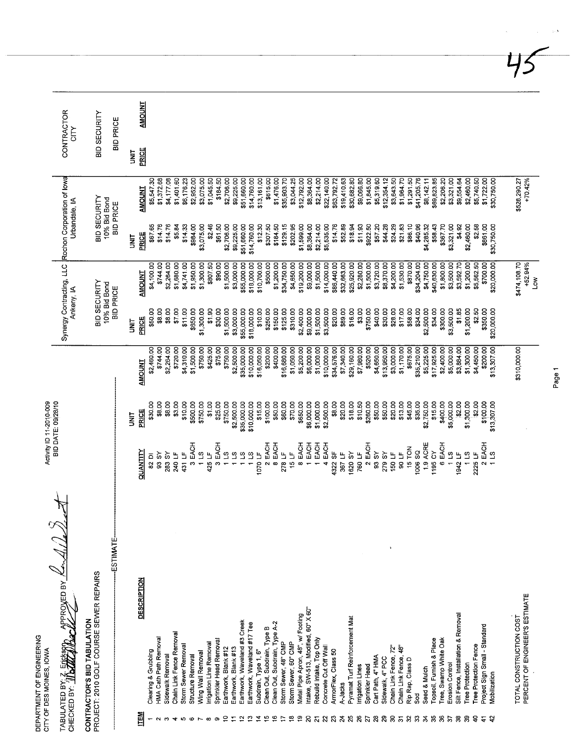DEPARTMENT OF ENGINEERING
CITY OF DES MOINES, IOWA

Activity ID 11-2010-009
BID DATE: 09/28/10

TABULATED BY: Z. Erickson APPROVED BY: [signature]
CHECKED BY: [signature]

**CONTRACTOR'S BID TABULATION**
PROJECT: 2010 GOLF COURSE SEWER REPAIRS

45

| ITEM | DESCRIPTION | QUANTITY | | ESTIMATE UNIT PRICE | ESTIMATE AMOUNT | Synergy Contracting, LLC Ankeny, IA BID SECURITY 10% Bid Bond BID PRICE UNIT PRICE | AMOUNT | Rochon Corporation of Iowa Urbandale, IA BID SECURITY 10% Bid Bond BID PRICE UNIT PRICE | AMOUNT | CONTRACTOR CITY BID SECURITY BID PRICE UNIT PRICE | AMOUNT |
|---|---|---|---|---|---|---|---|---|---|---|---|
| 1 | Clearing & Grubbing | 82 | DI | $30.00 | $2,460.00 | $50.00 | $4,100.00 | $67.65 | $5,547.30 | | |
| 2 | HMA Cath Path Removal | 93 | SY | $8.00 | $744.00 | $8.00 | $744.00 | $14.76 | $1,372.68 | | |
| 3 | Sidewalk Removal | 283 | SY | $8.00 | $2,264.00 | $8.00 | $2,264.00 | $14.76 | $4,177.08 | | |
| 4 | Chain Link Fence Removal | 240 | LF | $3.00 | $720.00 | $7.00 | $1,680.00 | $5.84 | $1,401.60 | | |
| 5 | Storm Sewer Removal | 431 | LF | $10.00 | $4,310.00 | $11.00 | $4,741.00 | $14.33 | $6,176.23 | | |
| 6 | Structure Removal | 3 | EACH | $500.00 | $1,500.00 | $650.00 | $1,950.00 | $984.00 | $2,952.00 | | |
| 7 | Wing Wall Removal | 1 | LS | $750.00 | $750.00 | $1,300.00 | $1,300.00 | $3,075.00 | $3,075.00 | | |
| 8 | Irrigation Line Removal | 425 | LF | $1.00 | $425.00 | $1.90 | $807.50 | $2.46 | $1,045.50 | | |
| 9 | Sprinkler Head Removal | 3 | EACH | $25.00 | $75.00 | $30.00 | $90.00 | $61.50 | $184.50 | | |
| 10 | Earthwork, Blank #12 | 1 | LS | $750.00 | $750.00 | $1,500.00 | $1,500.00 | $2,706.00 | $2,706.00 | | |
| 11 | Earthwork, Blank #13 | 1 | LS | $2,500.00 | $2,500.00 | $3,000.00 | $3,000.00 | $9,225.00 | $9,225.00 | | |
| 12 | Earthwork, Waveland #3 Creek | 1 | LS | $35,000.00 | $35,000.00 | $55,000.00 | $55,000.00 | $51,660.00 | $51,660.00 | | |
| 13 | Earthwork, Waveland #17 Tee | 1 | LS | $10,000.00 | $10,000.00 | $18,000.00 | $18,000.00 | $14,760.00 | $14,760.00 | | |
| 14 | Subdrain, Type 1, 6" | 1070 | LF | $15.00 | $16,050.00 | $10.00 | $10,700.00 | $12.30 | $13,161.00 | | |
| 15 | Clean Out, Subdrain, Type B | 2 | EACH | $100.00 | $200.00 | $250.00 | $500.00 | $307.50 | $615.00 | | |
| 16 | Clean Out, Subdrain, Type A-2 | 8 | EACH | $50.00 | $400.00 | $150.00 | $1,200.00 | $184.50 | $1,476.00 | | |
| 17 | Storm Sewer, 48" CMP | 278 | LF | $60.00 | $16,680.00 | $125.00 | $34,750.00 | $129.15 | $35,903.70 | | |
| 18 | Storm Sewer, 60" CMP | 15 | LF | $70.00 | $1,050.00 | $310.00 | $4,650.00 | $202.95 | $3,044.25 | | |
| 19 | Metal Pipe Apron, 48", w/ Footing | 8 | EACH | $650.00 | $5,200.00 | $2,400.00 | $19,200.00 | $1,599.00 | $12,792.00 | | |
| 20 | Intake, SW-513, Modified, 60" X 60" | 1 | EACH | $6,000.00 | $6,000.00 | $9,000.00 | $9,000.00 | $8,364.00 | $8,364.00 | | |
| 21 | Rebuild Intake, Top Only | 1 | EACH | $1,000.00 | $1,000.00 | $1,500.00 | $1,500.00 | $2,214.00 | $2,214.00 | | |
| 22 | Concrete Cut Off Wall | 4 | EACH | $2,500.00 | $10,000.00 | $3,500.00 | $14,000.00 | $5,535.00 | $22,140.00 | | |
| 23 | ArmorFlex, Class 50 | 4322 | SF | $8.00 | $34,576.00 | $20.00 | $86,440.00 | $14.76 | $63,792.72 | | |
| 24 | A-Jacks | 367 | LF | $20.00 | $7,340.00 | $89.00 | $32,663.00 | $52.89 | $19,410.63 | | |
| 25 | Pyramat Turf Reinforcement Mat | 1620 | SY | $18.00 | $29,160.00 | $16.00 | $25,920.00 | $18.94 | $30,682.80 | | |
| 26 | Irrigation Lines | 760 | LF | $10.50 | $7,980.00 | $3.00 | $2,280.00 | $11.93 | $9,066.80 | | |
| 27 | Sprinkler Head | 2 | EACH | $260.00 | $520.00 | $750.00 | $1,500.00 | $922.50 | $1,845.00 | | |
| 28 | Cart Path, 4" HMA | 93 | SY | $50.00 | $4,650.00 | $40.00 | $3,720.00 | $57.20 | $5,319.60 | | |
| 29 | Sidewalk, 4" PCC | 279 | SY | $50.00 | $13,950.00 | $30.00 | $8,370.00 | $44.28 | $12,354.12 | | |
| 30 | Chain Link Fence, 72" | 150 | LF | $20.00 | $3,000.00 | $28.00 | $4,200.00 | $24.29 | $3,643.50 | | |
| 31 | Chain Link Fence, 48" | 90 | LF | $13.00 | $1,170.00 | $17.00 | $1,530.00 | $21.83 | $1,964.70 | | |
| 32 | Rip Rap, Class D | 15 | TON | $45.00 | $675.00 | $58.00 | $870.00 | $86.10 | $1,291.50 | | |
| 33 | Sod | 1006 | SQ | $35.00 | $35,210.00 | $34.00 | $34,204.00 | $40.96 | $41,205.76 | | |
| 34 | Seed & Mulch | 1.9 | ACRE | $2,750.00 | $5,225.00 | $2,500.00 | $4,750.00 | $4,285.32 | $8,142.11 | | |
| 35 | Topsoil, Furnish & Place | 1195 | CY | $15.00 | $17,925.00 | $34.00 | $40,630.00 | $58.43 | $69,823.85 | | |
| 36 | Tree, Swamp White Oak | 6 | EACH | $400.00 | $2,400.00 | $300.00 | $1,800.00 | $367.70 | $2,206.20 | | |
| 37 | Erosion Control | 1 | LS | $5,000.00 | $5,000.00 | $3,500.00 | $3,500.00 | $3,321.00 | $3,321.00 | | |
| 38 | Silt Fence, Installation & Removal | 1942 | LF | $2.00 | $3,884.00 | $1.85 | $3,592.70 | $4.92 | $9,554.64 | | |
| 39 | Tree Protection | 1 | LS | $1,300.00 | $1,300.00 | $1,200.00 | $1,200.00 | $2,460.00 | $2,460.00 | | |
| 40 | Tree Protection Fence | 2225 | LF | $2.00 | $4,450.00 | $2.50 | $5,562.50 | $2.58 | $5,740.50 | | |
| 41 | Project Sign Small - Standard | 2 | EACH | $100.00 | $200.00 | $350.00 | $700.00 | $861.00 | $1,722.00 | | |
| 42 | Mobilization | 1 | LS | $13,307.00 | $13,307.00 | $20,000.00 | $20,000.00 | $30,750.00 | $30,750.00 | | |
| | TOTAL CONSTRUCTION COST | | | | $310,000.00 | | $474,108.70 | | $528,290.27 | | |
| | PERCENT OF ENGINEER'S ESTIMATE | | | | | | +52.94% | | +70.42% | | |
| | | | | | | | Low | | | | |